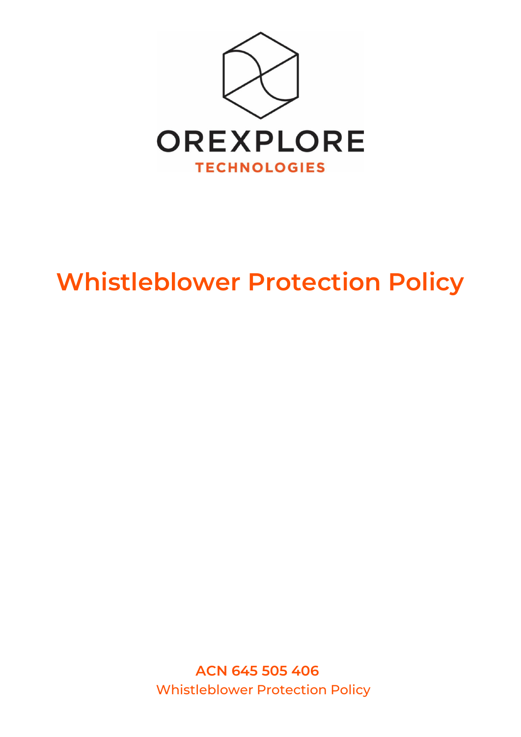OREXPLORE

TECHNOLOGIES

# Whistleblower Protection Policy

**ACN 645 505 406**

Whistleblower Protection Policy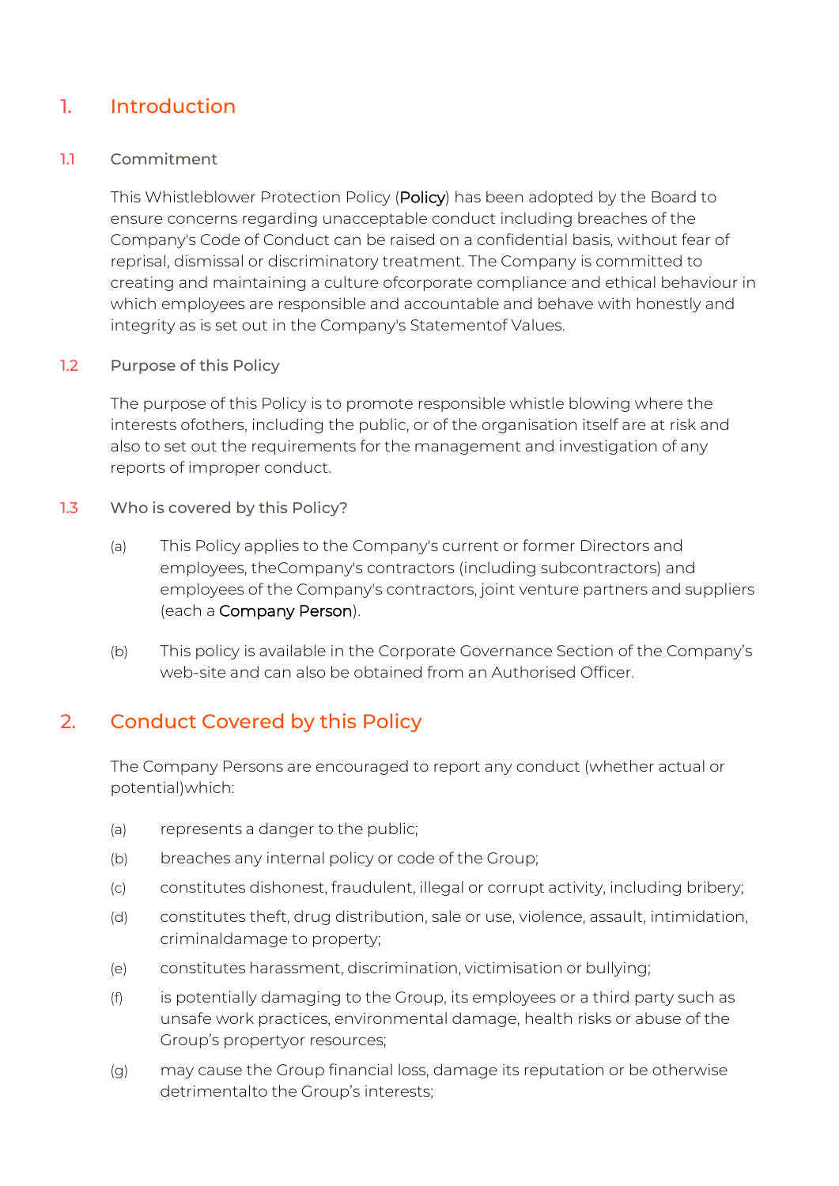# 1. Introduction

## 1.1 Commitment

This Whistleblower Protection Policy (**Policy**) has been adopted by the Board to ensure concerns regarding unacceptable conduct including breaches of the Company's Code of Conduct can be raised on a confidential basis, without fear of reprisal, dismissal or discriminatory treatment. The Company is committed to creating and maintaining a culture ofcorporate compliance and ethical behaviour in which employees are responsible and accountable and behave with honestly and integrity as is set out in the Company's Statementof Values.

## 1.2 Purpose of this Policy

The purpose of this Policy is to promote responsible whistle blowing where the interests ofothers, including the public, or of the organisation itself are at risk and also to set out the requirements for the management and investigation of any reports of improper conduct.

## 1.3 Who is covered by this Policy?

(a) This Policy applies to the Company's current or former Directors and employees, theCompany's contractors (including subcontractors) and employees of the Company's contractors, joint venture partners and suppliers (each a **Company Person**).

(b) This policy is available in the Corporate Governance Section of the Company's web-site and can also be obtained from an Authorised Officer.

# 2. Conduct Covered by this Policy

The Company Persons are encouraged to report any conduct (whether actual or potential)which:

(a) represents a danger to the public;

(b) breaches any internal policy or code of the Group;

(c) constitutes dishonest, fraudulent, illegal or corrupt activity, including bribery;

(d) constitutes theft, drug distribution, sale or use, violence, assault, intimidation, criminaldamage to property;

(e) constitutes harassment, discrimination, victimisation or bullying;

(f) is potentially damaging to the Group, its employees or a third party such as unsafe work practices, environmental damage, health risks or abuse of the Group's propertyor resources;

(g) may cause the Group financial loss, damage its reputation or be otherwise detrimentalto the Group's interests;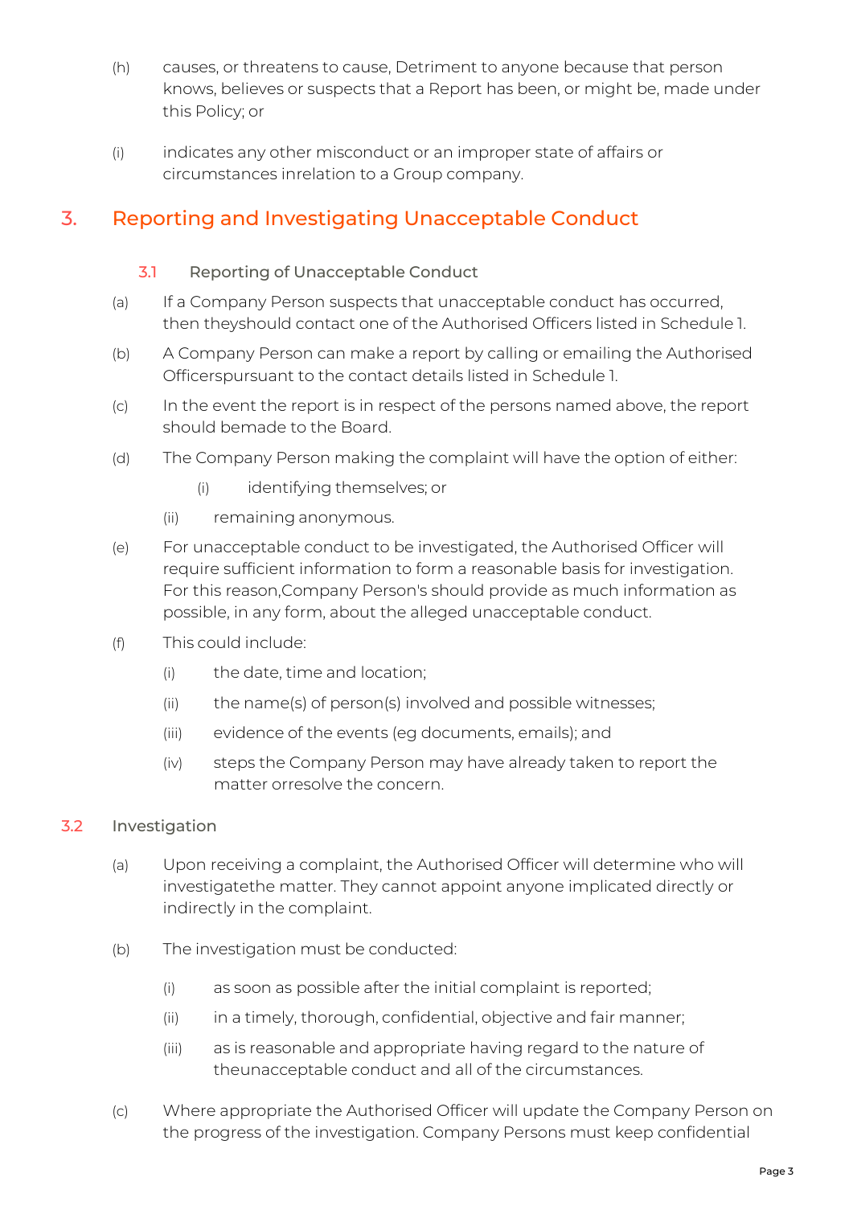(h) causes, or threatens to cause, Detriment to anyone because that person knows, believes or suspects that a Report has been, or might be, made under this Policy; or

(i) indicates any other misconduct or an improper state of affairs or circumstances inrelation to a Group company.

## 3. Reporting and Investigating Unacceptable Conduct

### 3.1 Reporting of Unacceptable Conduct

(a) If a Company Person suspects that unacceptable conduct has occurred, then theyshould contact one of the Authorised Officers listed in Schedule 1.

(b) A Company Person can make a report by calling or emailing the Authorised Officerspursuant to the contact details listed in Schedule 1.

(c) In the event the report is in respect of the persons named above, the report should bemade to the Board.

(d) The Company Person making the complaint will have the option of either:

(i) identifying themselves; or

(ii) remaining anonymous.

(e) For unacceptable conduct to be investigated, the Authorised Officer will require sufficient information to form a reasonable basis for investigation. For this reason,Company Person's should provide as much information as possible, in any form, about the alleged unacceptable conduct.

(f) This could include:

(i) the date, time and location;

(ii) the name(s) of person(s) involved and possible witnesses;

(iii) evidence of the events (eg documents, emails); and

(iv) steps the Company Person may have already taken to report the matter orresolve the concern.

### 3.2 Investigation

(a) Upon receiving a complaint, the Authorised Officer will determine who will investigatethe matter. They cannot appoint anyone implicated directly or indirectly in the complaint.

(b) The investigation must be conducted:

(i) as soon as possible after the initial complaint is reported;

(ii) in a timely, thorough, confidential, objective and fair manner;

(iii) as is reasonable and appropriate having regard to the nature of theunacceptable conduct and all of the circumstances.

(c) Where appropriate the Authorised Officer will update the Company Person on the progress of the investigation. Company Persons must keep confidential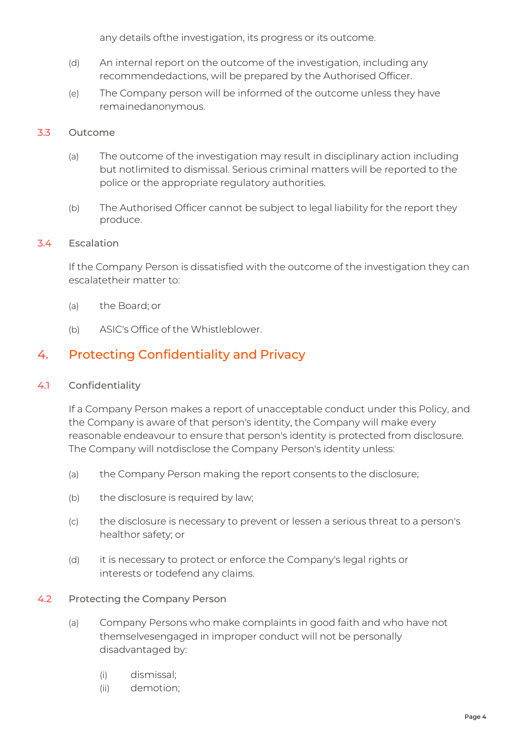any details ofthe investigation, its progress or its outcome.

(d) An internal report on the outcome of the investigation, including any recommendedactions, will be prepared by the Authorised Officer.

(e) The Company person will be informed of the outcome unless they have remainedanonymous.

### 3.3 Outcome

(a) The outcome of the investigation may result in disciplinary action including but notlimited to dismissal. Serious criminal matters will be reported to the police or the appropriate regulatory authorities.

(b) The Authorised Officer cannot be subject to legal liability for the report they produce.

### 3.4 Escalation

If the Company Person is dissatisfied with the outcome of the investigation they can escalatetheir matter to:

(a) the Board; or

(b) ASIC's Office of the Whistleblower.

## 4. Protecting Confidentiality and Privacy

### 4.1 Confidentiality

If a Company Person makes a report of unacceptable conduct under this Policy, and the Company is aware of that person's identity, the Company will make every reasonable endeavour to ensure that person's identity is protected from disclosure. The Company will notdisclose the Company Person's identity unless:

(a) the Company Person making the report consents to the disclosure;

(b) the disclosure is required by law;

(c) the disclosure is necessary to prevent or lessen a serious threat to a person's healthor safety; or

(d) it is necessary to protect or enforce the Company's legal rights or interests or todefend any claims.

### 4.2 Protecting the Company Person

(a) Company Persons who make complaints in good faith and who have not themselvesengaged in improper conduct will not be personally disadvantaged by:

(i) dismissal;
(ii) demotion;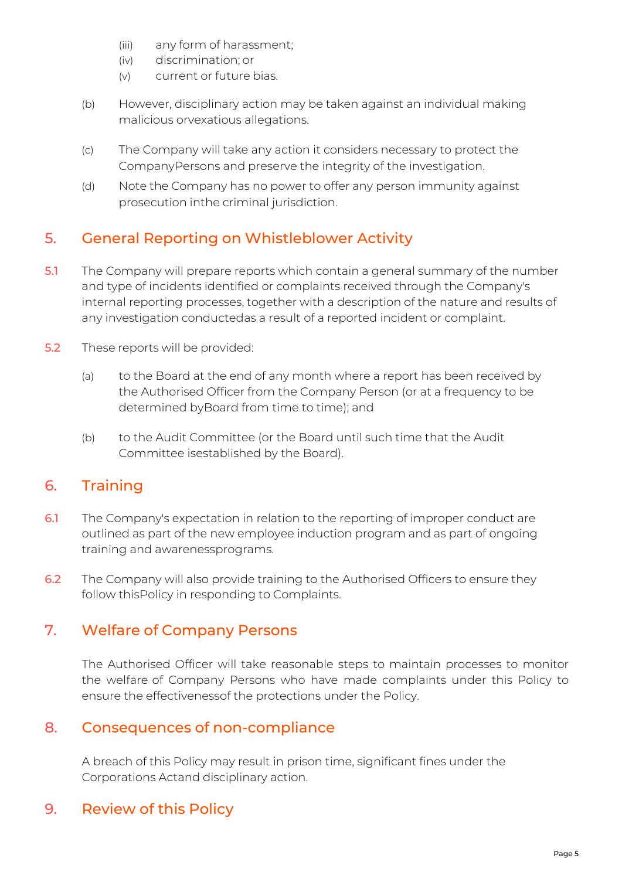(iii) any form of harassment;
(iv) discrimination; or
(v) current or future bias.

(b) However, disciplinary action may be taken against an individual making malicious orvexatious allegations.

(c) The Company will take any action it considers necessary to protect the CompanyPersons and preserve the integrity of the investigation.

(d) Note the Company has no power to offer any person immunity against prosecution inthe criminal jurisdiction.

## 5. General Reporting on Whistleblower Activity

5.1 The Company will prepare reports which contain a general summary of the number and type of incidents identified or complaints received through the Company's internal reporting processes, together with a description of the nature and results of any investigation conductedas a result of a reported incident or complaint.

5.2 These reports will be provided:

(a) to the Board at the end of any month where a report has been received by the Authorised Officer from the Company Person (or at a frequency to be determined byBoard from time to time); and

(b) to the Audit Committee (or the Board until such time that the Audit Committee isestablished by the Board).

## 6. Training

6.1 The Company's expectation in relation to the reporting of improper conduct are outlined as part of the new employee induction program and as part of ongoing training and awarenessprograms.

6.2 The Company will also provide training to the Authorised Officers to ensure they follow thisPolicy in responding to Complaints.

## 7. Welfare of Company Persons

The Authorised Officer will take reasonable steps to maintain processes to monitor the welfare of Company Persons who have made complaints under this Policy to ensure the effectivenessof the protections under the Policy.

## 8. Consequences of non-compliance

A breach of this Policy may result in prison time, significant fines under the Corporations Actand disciplinary action.

## 9. Review of this Policy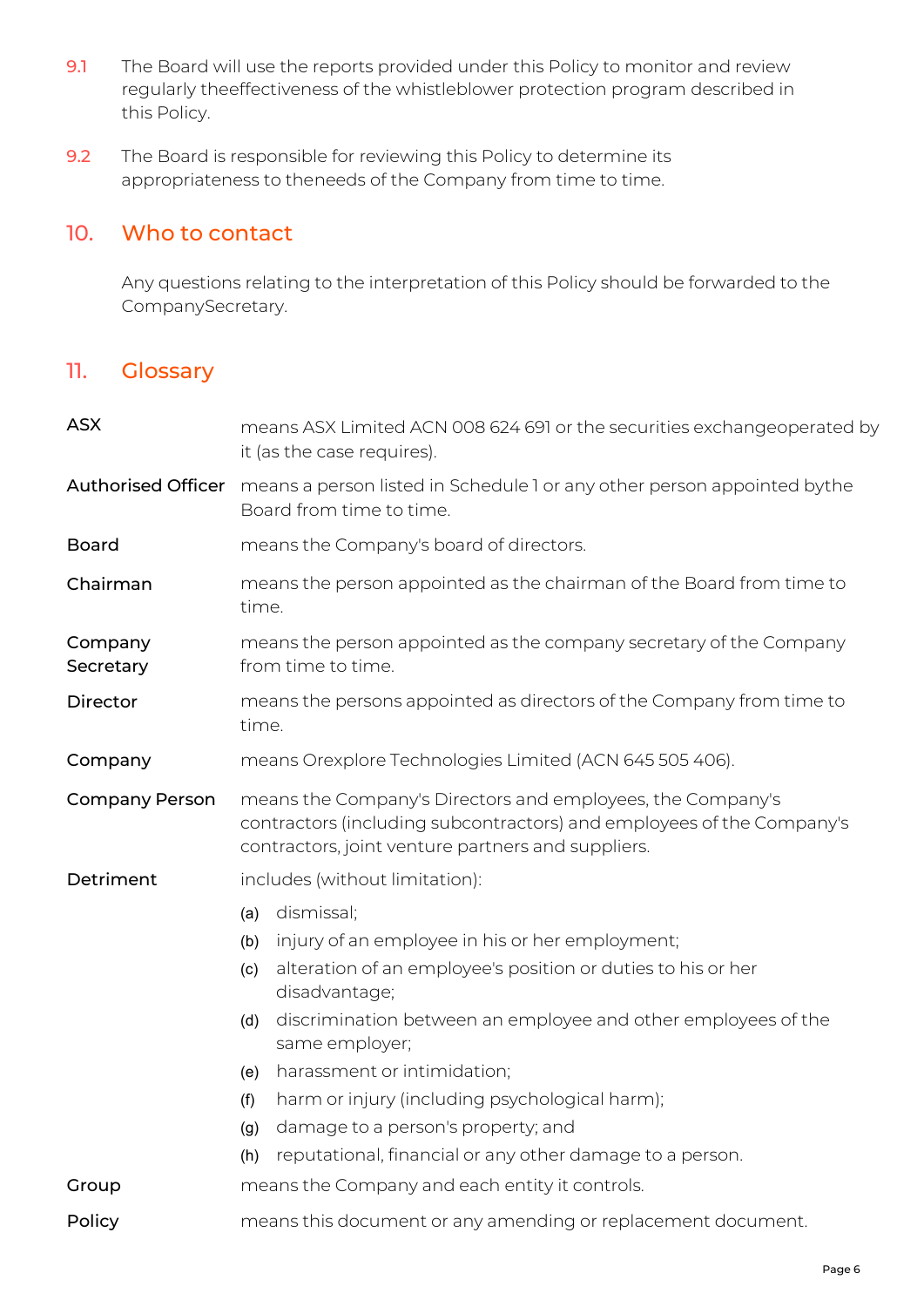9.1 The Board will use the reports provided under this Policy to monitor and review regularly theeffectiveness of the whistleblower protection program described in this Policy.

9.2 The Board is responsible for reviewing this Policy to determine its appropriateness to theneeds of the Company from time to time.

## 10. Who to contact

Any questions relating to the interpretation of this Policy should be forwarded to the CompanySecretary.

## 11. Glossary

| | |
|---|---|
| **ASX** | means ASX Limited ACN 008 624 691 or the securities exchangeoperated by it (as the case requires). |
| **Authorised Officer** | means a person listed in Schedule 1 or any other person appointed bythe Board from time to time. |
| **Board** | means the Company's board of directors. |
| **Chairman** | means the person appointed as the chairman of the Board from time to time. |
| **Company Secretary** | means the person appointed as the company secretary of the Company from time to time. |
| **Director** | means the persons appointed as directors of the Company from time to time. |
| **Company** | means Orexplore Technologies Limited (ACN 645 505 406). |
| **Company Person** | means the Company's Directors and employees, the Company's contractors (including subcontractors) and employees of the Company's contractors, joint venture partners and suppliers. |
| **Detriment** | includes (without limitation):<br>(a) dismissal;<br>(b) injury of an employee in his or her employment;<br>(c) alteration of an employee's position or duties to his or her disadvantage;<br>(d) discrimination between an employee and other employees of the same employer;<br>(e) harassment or intimidation;<br>(f) harm or injury (including psychological harm);<br>(g) damage to a person's property; and<br>(h) reputational, financial or any other damage to a person. |
| **Group** | means the Company and each entity it controls. |
| **Policy** | means this document or any amending or replacement document. |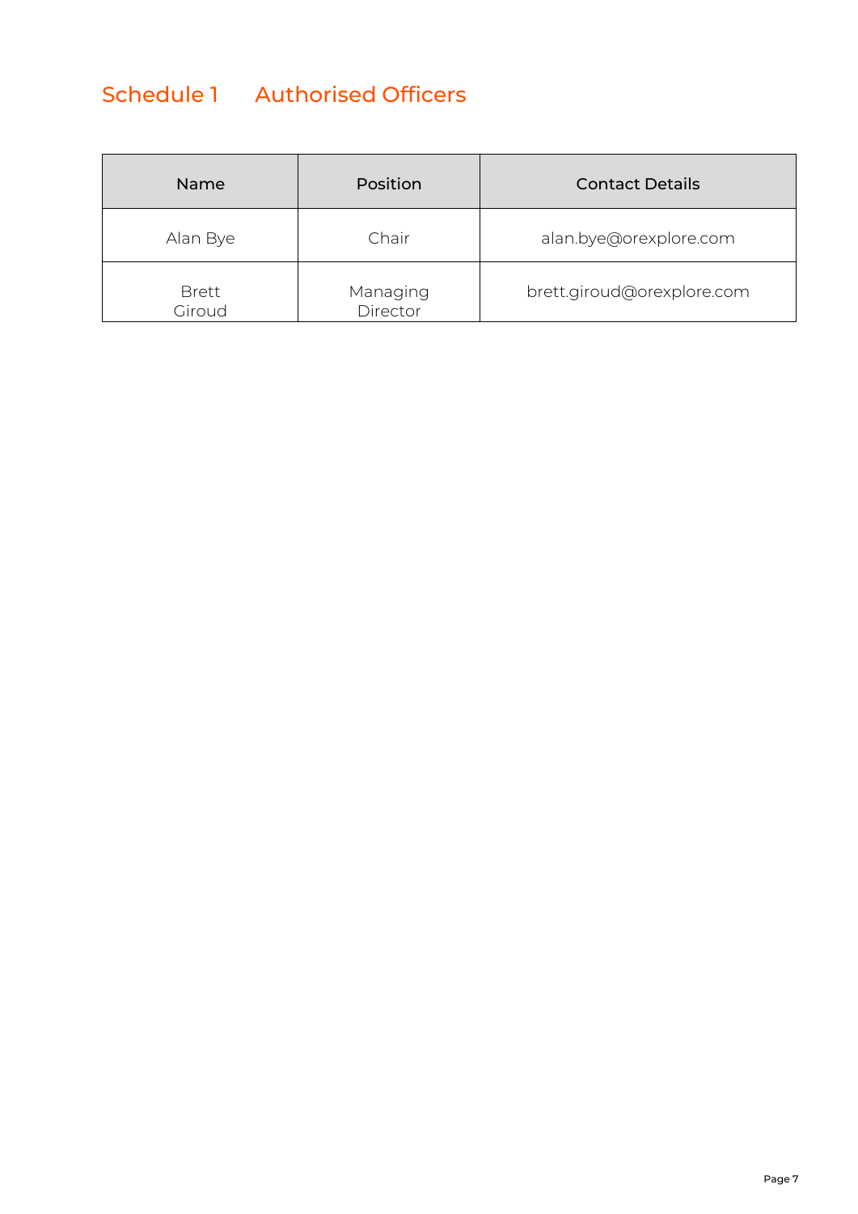# Schedule 1 Authorised Officers

| Name | Position | Contact Details |
|---|---|---|
| Alan Bye | Chair | alan.bye@orexplore.com |
| Brett Giroud | Managing Director | brett.giroud@orexplore.com |